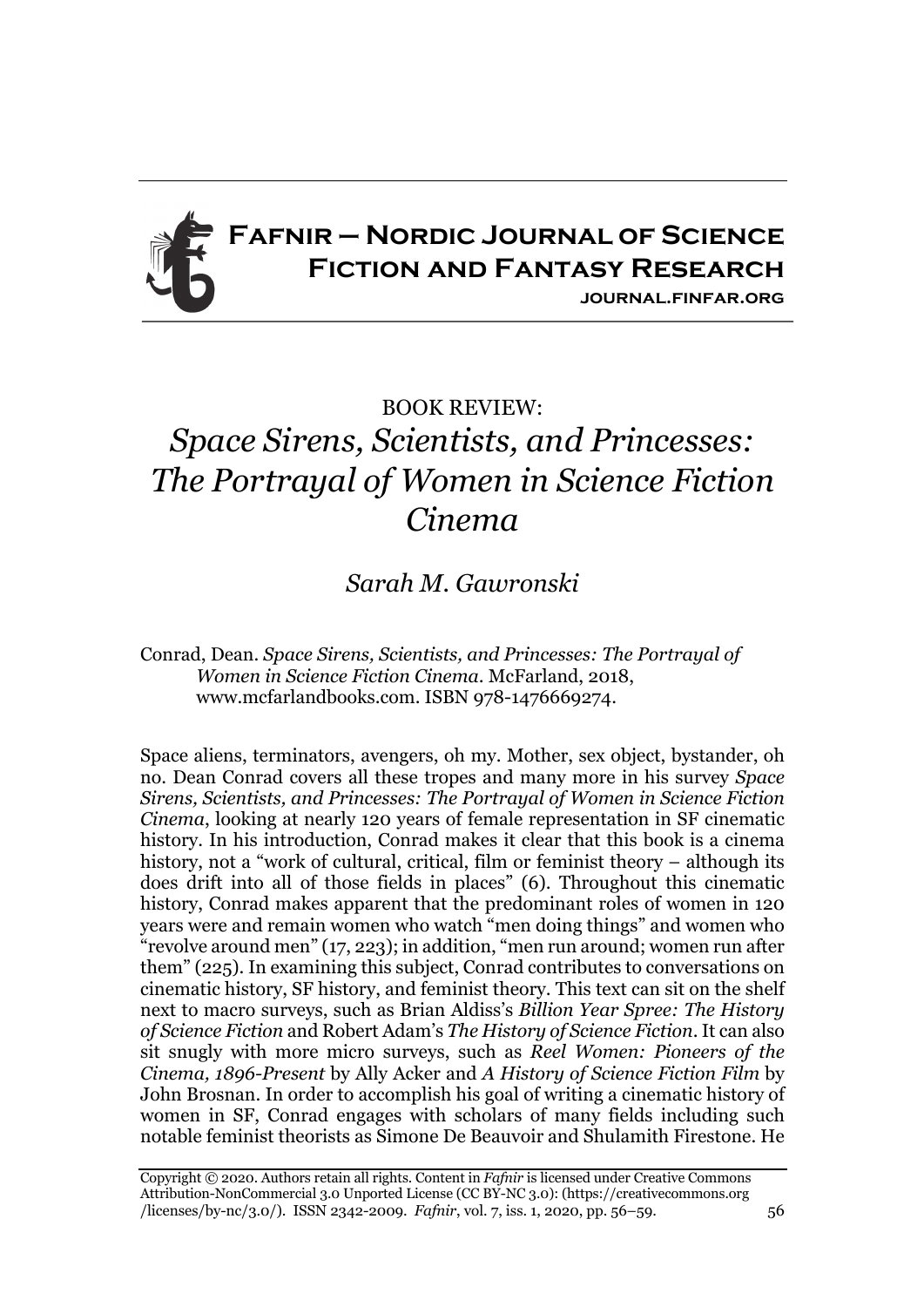# Fafnir – Nordic Journal of Science Fiction and Fantasy Research

journal.finfar.org

BOOK REVIEW:

## *Space Sirens, Scientists, and Princesses: The Portrayal of Women in Science Fiction Cinema*

*Sarah M. Gawronski*

Conrad, Dean. *Space Sirens, Scientists, and Princesses: The Portrayal of Women in Science Fiction Cinema*. McFarland, 2018, www.mcfarlandbooks.com. ISBN 978-1476669274.

Space aliens, terminators, avengers, oh my. Mother, sex object, bystander, oh no. Dean Conrad covers all these tropes and many more in his survey *Space Sirens, Scientists, and Princesses: The Portrayal of Women in Science Fiction Cinema*, looking at nearly 120 years of female representation in SF cinematic history. In his introduction, Conrad makes it clear that this book is a cinema history, not a "work of cultural, critical, film or feminist theory – although its does drift into all of those fields in places" (6). Throughout this cinematic history, Conrad makes apparent that the predominant roles of women in 120 years were and remain women who watch "men doing things" and women who "revolve around men" (17, 223); in addition, "men run around; women run after them" (225). In examining this subject, Conrad contributes to conversations on cinematic history, SF history, and feminist theory. This text can sit on the shelf next to macro surveys, such as Brian Aldiss's *Billion Year Spree: The History of Science Fiction* and Robert Adam's *The History of Science Fiction*. It can also sit snugly with more micro surveys, such as *Reel Women: Pioneers of the Cinema, 1896-Present* by Ally Acker and *A History of Science Fiction Film* by John Brosnan. In order to accomplish his goal of writing a cinematic history of women in SF, Conrad engages with scholars of many fields including such notable feminist theorists as Simone De Beauvoir and Shulamith Firestone. He

Copyright © 2020. Authors retain all rights. Content in *Fafnir* is licensed under Creative Commons Attribution-NonCommercial 3.0 Unported License (CC BY-NC 3.0): (https://creativecommons.org/licenses/by-nc/3.0/). ISSN 2342-2009. *Fafnir*, vol. 7, iss. 1, 2020, pp. 56–59.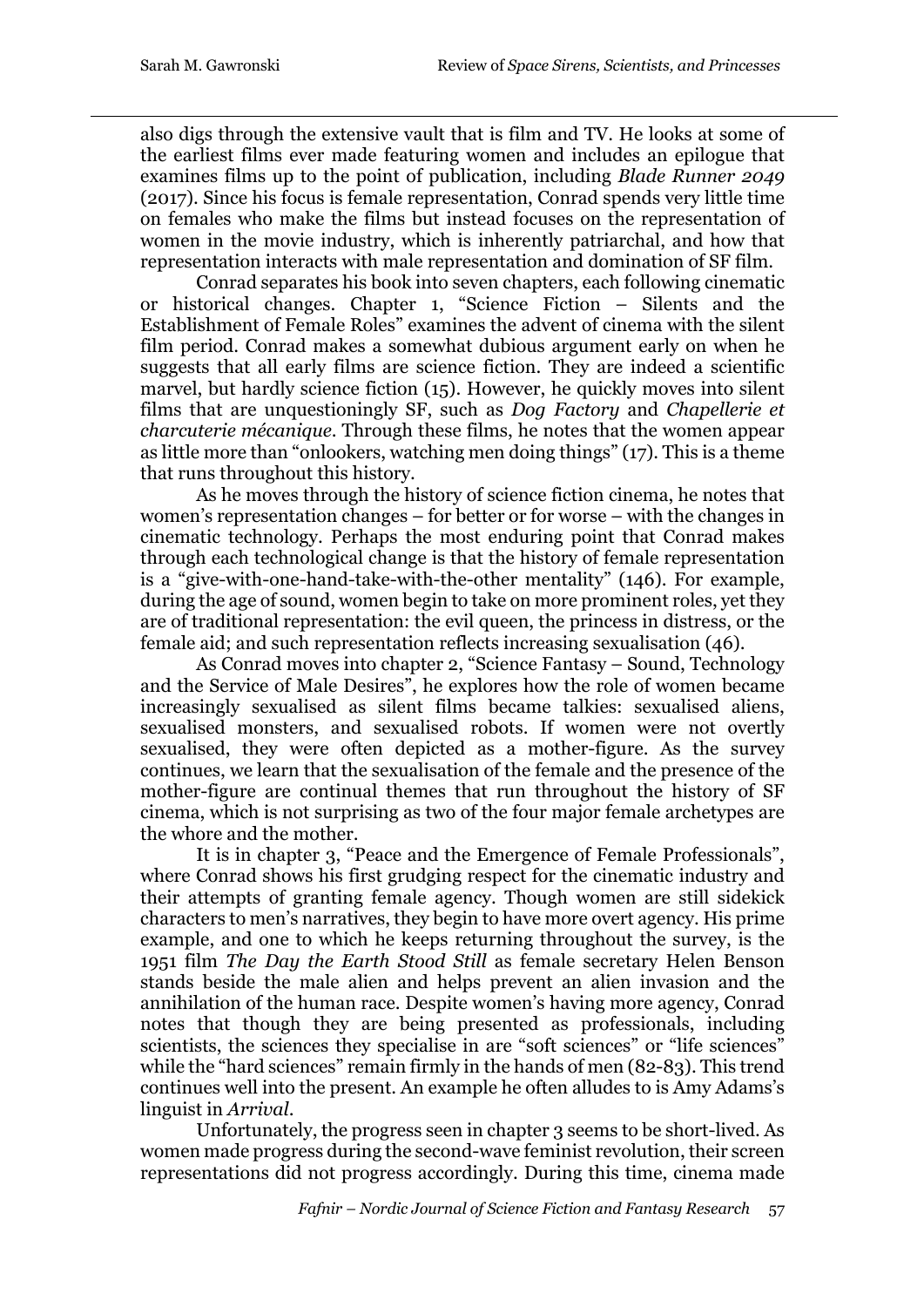also digs through the extensive vault that is film and TV. He looks at some of the earliest films ever made featuring women and includes an epilogue that examines films up to the point of publication, including *Blade Runner 2049* (2017). Since his focus is female representation, Conrad spends very little time on females who make the films but instead focuses on the representation of women in the movie industry, which is inherently patriarchal, and how that representation interacts with male representation and domination of SF film.

Conrad separates his book into seven chapters, each following cinematic or historical changes. Chapter 1, "Science Fiction – Silents and the Establishment of Female Roles" examines the advent of cinema with the silent film period. Conrad makes a somewhat dubious argument early on when he suggests that all early films are science fiction. They are indeed a scientific marvel, but hardly science fiction (15). However, he quickly moves into silent films that are unquestioningly SF, such as *Dog Factory* and *Chapellerie et charcuterie mécanique*. Through these films, he notes that the women appear as little more than "onlookers, watching men doing things" (17). This is a theme that runs throughout this history.

As he moves through the history of science fiction cinema, he notes that women's representation changes – for better or for worse – with the changes in cinematic technology. Perhaps the most enduring point that Conrad makes through each technological change is that the history of female representation is a "give-with-one-hand-take-with-the-other mentality" (146). For example, during the age of sound, women begin to take on more prominent roles, yet they are of traditional representation: the evil queen, the princess in distress, or the female aid; and such representation reflects increasing sexualisation (46).

As Conrad moves into chapter 2, "Science Fantasy – Sound, Technology and the Service of Male Desires", he explores how the role of women became increasingly sexualised as silent films became talkies: sexualised aliens, sexualised monsters, and sexualised robots. If women were not overtly sexualised, they were often depicted as a mother-figure. As the survey continues, we learn that the sexualisation of the female and the presence of the mother-figure are continual themes that run throughout the history of SF cinema, which is not surprising as two of the four major female archetypes are the whore and the mother.

It is in chapter 3, "Peace and the Emergence of Female Professionals", where Conrad shows his first grudging respect for the cinematic industry and their attempts of granting female agency. Though women are still sidekick characters to men's narratives, they begin to have more overt agency. His prime example, and one to which he keeps returning throughout the survey, is the 1951 film *The Day the Earth Stood Still* as female secretary Helen Benson stands beside the male alien and helps prevent an alien invasion and the annihilation of the human race. Despite women's having more agency, Conrad notes that though they are being presented as professionals, including scientists, the sciences they specialise in are "soft sciences" or "life sciences" while the "hard sciences" remain firmly in the hands of men (82-83). This trend continues well into the present. An example he often alludes to is Amy Adams's linguist in *Arrival*.

Unfortunately, the progress seen in chapter 3 seems to be short-lived. As women made progress during the second-wave feminist revolution, their screen representations did not progress accordingly. During this time, cinema made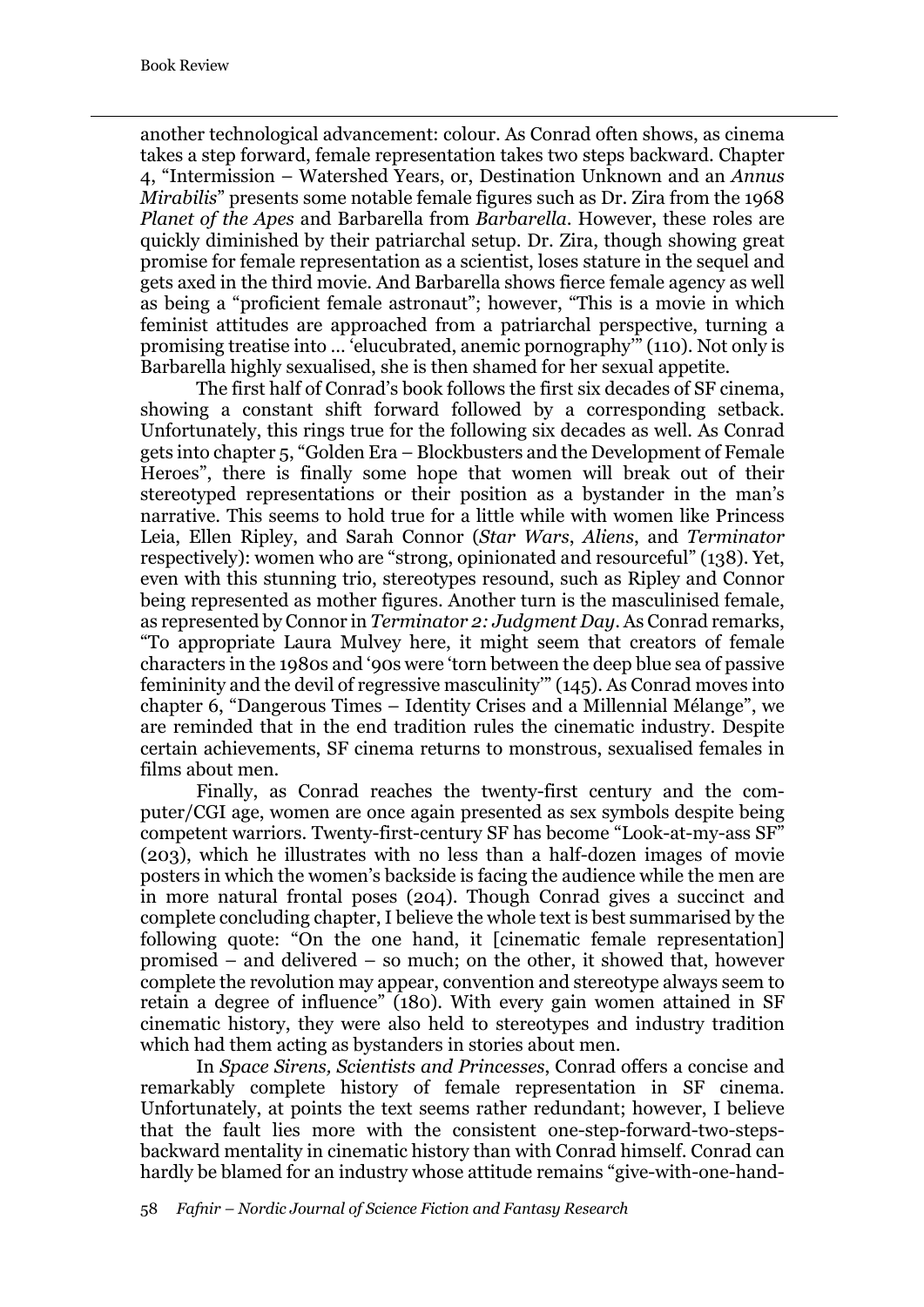another technological advancement: colour. As Conrad often shows, as cinema takes a step forward, female representation takes two steps backward. Chapter 4, "Intermission – Watershed Years, or, Destination Unknown and an *Annus Mirabilis*" presents some notable female figures such as Dr. Zira from the 1968 *Planet of the Apes* and Barbarella from *Barbarella*. However, these roles are quickly diminished by their patriarchal setup. Dr. Zira, though showing great promise for female representation as a scientist, loses stature in the sequel and gets axed in the third movie. And Barbarella shows fierce female agency as well as being a "proficient female astronaut"; however, "This is a movie in which feminist attitudes are approached from a patriarchal perspective, turning a promising treatise into … 'elucubrated, anemic pornography'" (110). Not only is Barbarella highly sexualised, she is then shamed for her sexual appetite.

The first half of Conrad's book follows the first six decades of SF cinema, showing a constant shift forward followed by a corresponding setback. Unfortunately, this rings true for the following six decades as well. As Conrad gets into chapter 5, "Golden Era – Blockbusters and the Development of Female Heroes", there is finally some hope that women will break out of their stereotyped representations or their position as a bystander in the man's narrative. This seems to hold true for a little while with women like Princess Leia, Ellen Ripley, and Sarah Connor (*Star Wars*, *Aliens*, and *Terminator* respectively): women who are "strong, opinionated and resourceful" (138). Yet, even with this stunning trio, stereotypes resound, such as Ripley and Connor being represented as mother figures. Another turn is the masculinised female, as represented by Connor in *Terminator 2: Judgment Day*. As Conrad remarks, "To appropriate Laura Mulvey here, it might seem that creators of female characters in the 1980s and '90s were 'torn between the deep blue sea of passive femininity and the devil of regressive masculinity'" (145). As Conrad moves into chapter 6, "Dangerous Times – Identity Crises and a Millennial Mélange", we are reminded that in the end tradition rules the cinematic industry. Despite certain achievements, SF cinema returns to monstrous, sexualised females in films about men.

Finally, as Conrad reaches the twenty-first century and the computer/CGI age, women are once again presented as sex symbols despite being competent warriors. Twenty-first-century SF has become "Look-at-my-ass SF" (203), which he illustrates with no less than a half-dozen images of movie posters in which the women's backside is facing the audience while the men are in more natural frontal poses (204). Though Conrad gives a succinct and complete concluding chapter, I believe the whole text is best summarised by the following quote: "On the one hand, it [cinematic female representation] promised – and delivered – so much; on the other, it showed that, however complete the revolution may appear, convention and stereotype always seem to retain a degree of influence" (180). With every gain women attained in SF cinematic history, they were also held to stereotypes and industry tradition which had them acting as bystanders in stories about men.

In *Space Sirens, Scientists and Princesses*, Conrad offers a concise and remarkably complete history of female representation in SF cinema. Unfortunately, at points the text seems rather redundant; however, I believe that the fault lies more with the consistent one-step-forward-two-steps-backward mentality in cinematic history than with Conrad himself. Conrad can hardly be blamed for an industry whose attitude remains "give-with-one-hand-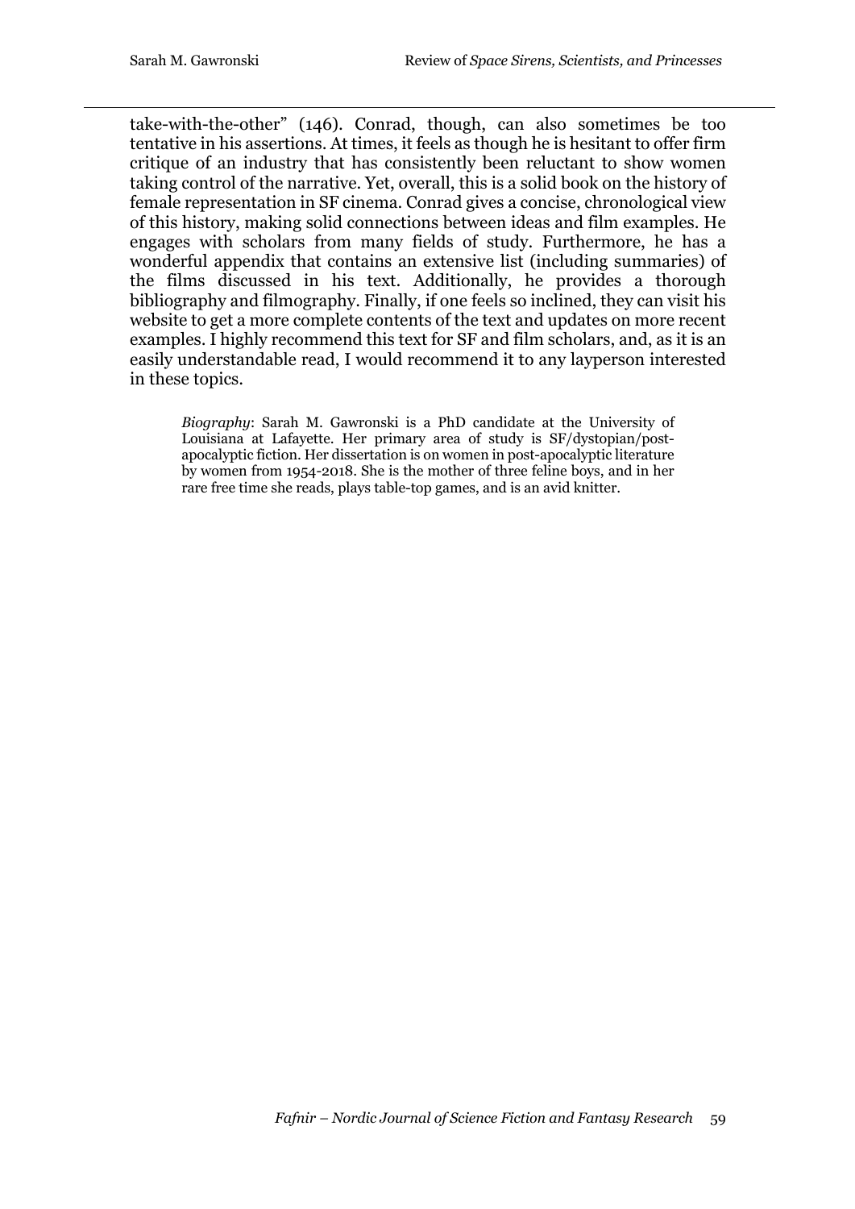take-with-the-other" (146). Conrad, though, can also sometimes be too tentative in his assertions. At times, it feels as though he is hesitant to offer firm critique of an industry that has consistently been reluctant to show women taking control of the narrative. Yet, overall, this is a solid book on the history of female representation in SF cinema. Conrad gives a concise, chronological view of this history, making solid connections between ideas and film examples. He engages with scholars from many fields of study. Furthermore, he has a wonderful appendix that contains an extensive list (including summaries) of the films discussed in his text. Additionally, he provides a thorough bibliography and filmography. Finally, if one feels so inclined, they can visit his website to get a more complete contents of the text and updates on more recent examples. I highly recommend this text for SF and film scholars, and, as it is an easily understandable read, I would recommend it to any layperson interested in these topics.

> *Biography*: Sarah M. Gawronski is a PhD candidate at the University of Louisiana at Lafayette. Her primary area of study is SF/dystopian/post-apocalyptic fiction. Her dissertation is on women in post-apocalyptic literature by women from 1954-2018. She is the mother of three feline boys, and in her rare free time she reads, plays table-top games, and is an avid knitter.